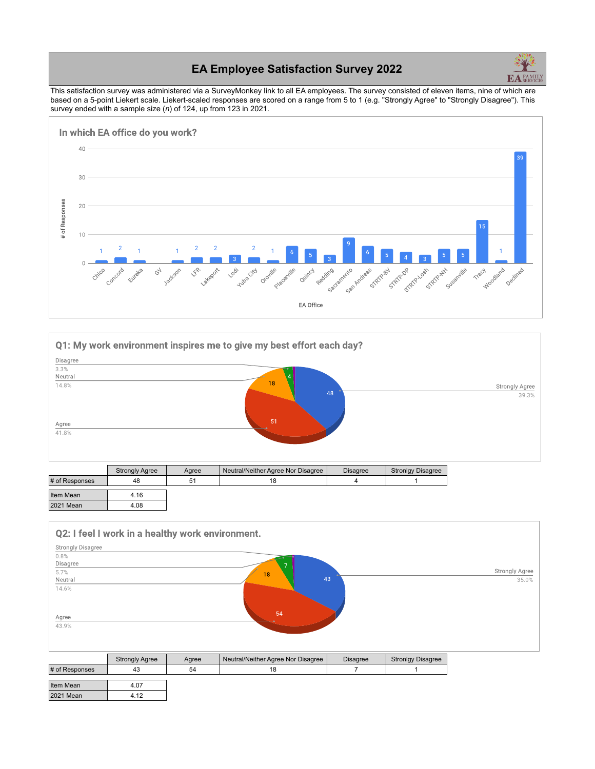# EA Employee Satisfaction Survey 2022

This satisfaction survey was administered via a SurveyMonkey link to all EA employees. The survey consisted of eleven items, nine of which are based on a 5-point Liekert scale. Liekert-scaled responses are scored on a range from 5 to 1 (e.g. "Strongly Agree" to "Strongly Disagree"). This survey ended with a sample size (*n*) of 124, up from 123 in 2021.

## In which EA office do you work?

| EA Office | # of Responses |
|---|---|
| Chico | 1 |
| Concord | 2 |
| Eureka | 1 |
| GV | |
| Jackson | 1 |
| LFR | 2 |
| Lakeport | 2 |
| Lodi | 3 |
| Yuba City | 2 |
| Oroville | 1 |
| Placerville | 6 |
| Quincy | 5 |
| Redding | 3 |
| Sacramento | 9 |
| San Andreas | 6 |
| STRTP-BV | 5 |
| STRTP-DP | 4 |
| STRTP-Losh | 3 |
| STRTP-NH | 5 |
| Susanville | 5 |
| Tracy | 15 |
| Woodland | 1 |
| Declined | 39 |

## Q1: My work environment inspires me to give my best effort each day?

Strongly Agree 39.3%; Agree 41.8%; Neutral 14.8%; Disagree 3.3%

| | Strongly Agree | Agree | Neutral/Neither Agree Nor Disagree | Disagree | Stronlgy Disagree |
|---|---|---|---|---|---|
| # of Responses | 48 | 51 | 18 | 4 | 1 |

| | |
|---|---|
| Item Mean | 4.16 |
| 2021 Mean | 4.08 |

## Q2: I feel I work in a healthy work environment.

Strongly Agree 35.0%; Agree 43.9%; Neutral 14.6%; Disagree 5.7%; Strongly Disagree 0.8%

| | Strongly Agree | Agree | Neutral/Neither Agree Nor Disagree | Disagree | Stronlgy Disagree |
|---|---|---|---|---|---|
| # of Responses | 43 | 54 | 18 | 7 | 1 |

| | |
|---|---|
| Item Mean | 4.07 |
| 2021 Mean | 4.12 |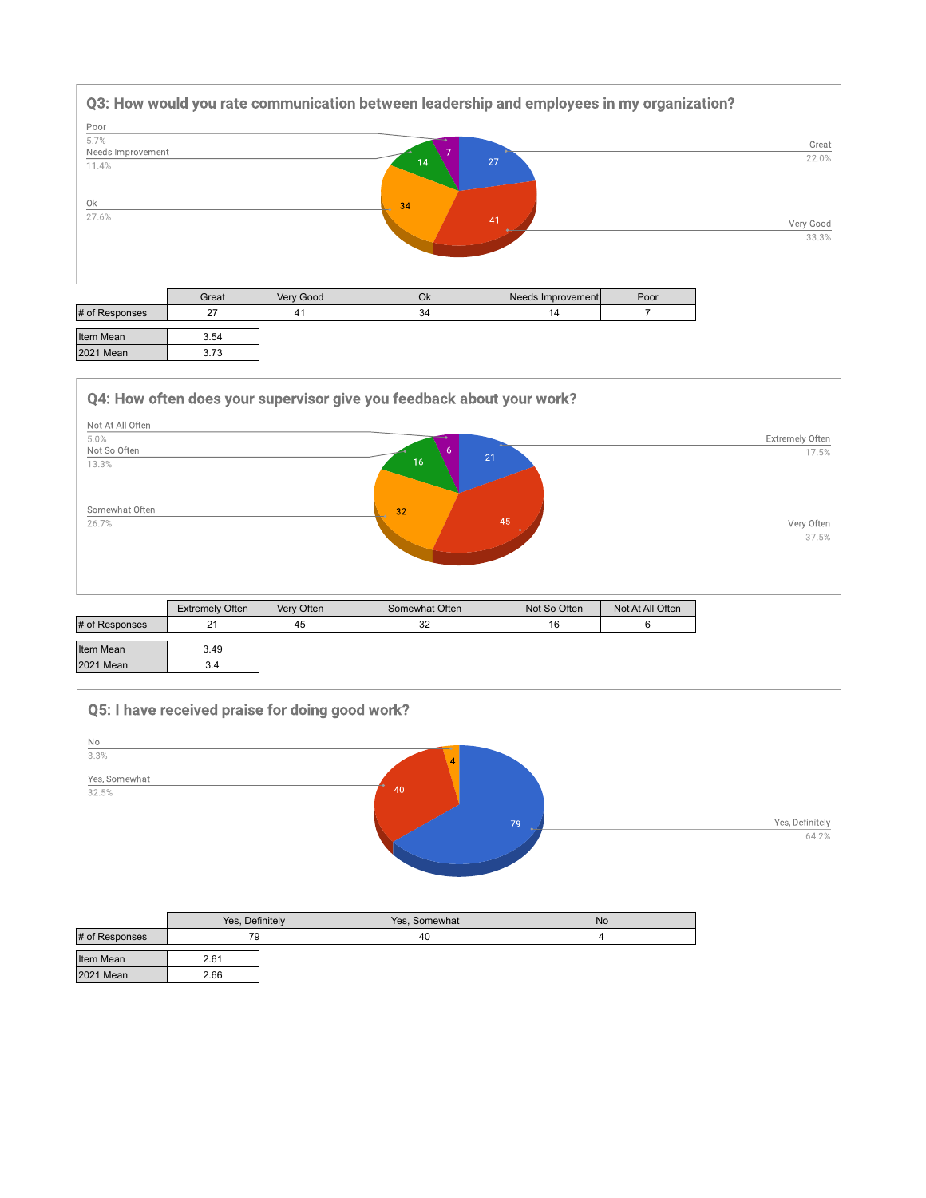## Q3: How would you rate communication between leadership and employees in my organization?

Poor 5.7%
Needs Improvement 11.4%
Ok 27.6%
Great 22.0%
Very Good 33.3%

| | Great | Very Good | Ok | Needs Improvement | Poor |
|---|---|---|---|---|---|
| # of Responses | 27 | 41 | 34 | 14 | 7 |

| | |
|---|---|
| Item Mean | 3.54 |
| 2021 Mean | 3.73 |

## Q4: How often does your supervisor give you feedback about your work?

Not At All Often 5.0%
Not So Often 13.3%
Somewhat Often 26.7%
Extremely Often 17.5%
Very Often 37.5%

| | Extremely Often | Very Often | Somewhat Often | Not So Often | Not At All Often |
|---|---|---|---|---|---|
| # of Responses | 21 | 45 | 32 | 16 | 6 |

| | |
|---|---|
| Item Mean | 3.49 |
| 2021 Mean | 3.4 |

## Q5: I have received praise for doing good work?

No 3.3%
Yes, Somewhat 32.5%
Yes, Definitely 64.2%

| | Yes, Definitely | Yes, Somewhat | No |
|---|---|---|---|
| # of Responses | 79 | 40 | 4 |

| | |
|---|---|
| Item Mean | 2.61 |
| 2021 Mean | 2.66 |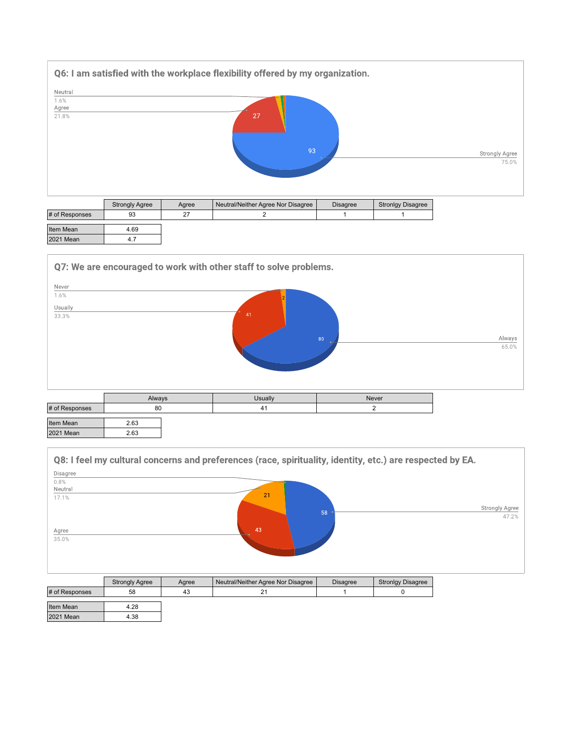## Q6: I am satisfied with the workplace flexibility offered by my organization.

Neutral 1.6%
Agree 21.8%
Strongly Agree 75.0%

| | Strongly Agree | Agree | Neutral/Neither Agree Nor Disagree | Disagree | Stronlgy Disagree |
|---|---|---|---|---|---|
| # of Responses | 93 | 27 | 2 | 1 | 1 |

| | |
|---|---|
| Item Mean | 4.69 |
| 2021 Mean | 4.7 |

## Q7: We are encouraged to work with other staff to solve problems.

Never 1.6%
Usually 33.3%
Always 65.0%

| | Always | Usually | Never |
|---|---|---|---|
| # of Responses | 80 | 41 | 2 |

| | |
|---|---|
| Item Mean | 2.63 |
| 2021 Mean | 2.63 |

## Q8: I feel my cultural concerns and preferences (race, spirituality, identity, etc.) are respected by EA.

Disagree 0.8%
Neutral 17.1%
Agree 35.0%
Strongly Agree 47.2%

| | Strongly Agree | Agree | Neutral/Neither Agree Nor Disagree | Disagree | Stronlgy Disagree |
|---|---|---|---|---|---|
| # of Responses | 58 | 43 | 21 | 1 | 0 |

| | |
|---|---|
| Item Mean | 4.28 |
| 2021 Mean | 4.38 |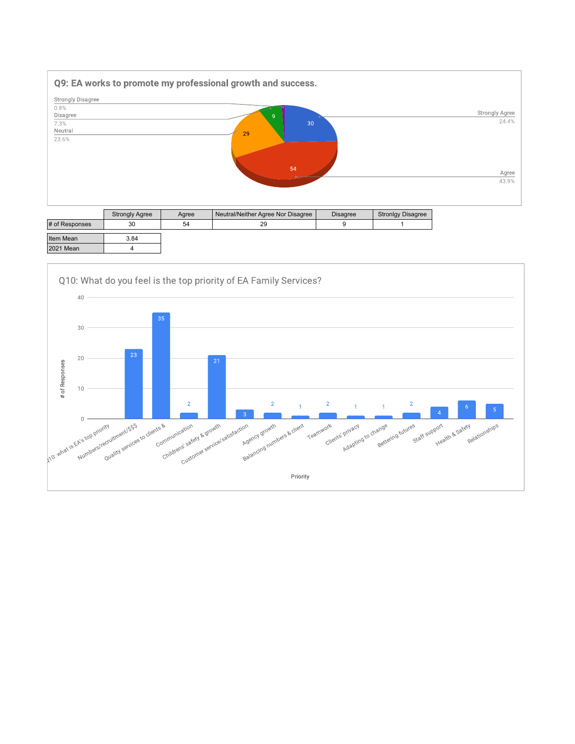## Q9: EA works to promote my professional growth and success.

| | Strongly Agree | Agree | Neutral/Neither Agree Nor Disagree | Disagree | Stronlgy Disagree |
|---|---|---|---|---|---|
| # of Responses | 30 | 54 | 29 | 9 | 1 |

| | |
|---|---|
| Item Mean | 3.84 |
| 2021 Mean | 4 |

## Q10: What do you feel is the top priority of EA Family Services?

| Priority | # of Responses |
|---|---|
| Numbers/recruitment/$$$ | 23 |
| Quality services to clients & | 35 |
| Communication | 2 |
| Childrens' safety & growth | 21 |
| Customer service/satisfaction | 3 |
| Agency growth | 2 |
| Balancing numbers & client | 1 |
| Teamwork | 2 |
| Clients' privacy | 1 |
| Adapting to change | 1 |
| Bettering futures | 2 |
| Staff support | 4 |
| Health & Safety | 6 |
| Relationships | 5 |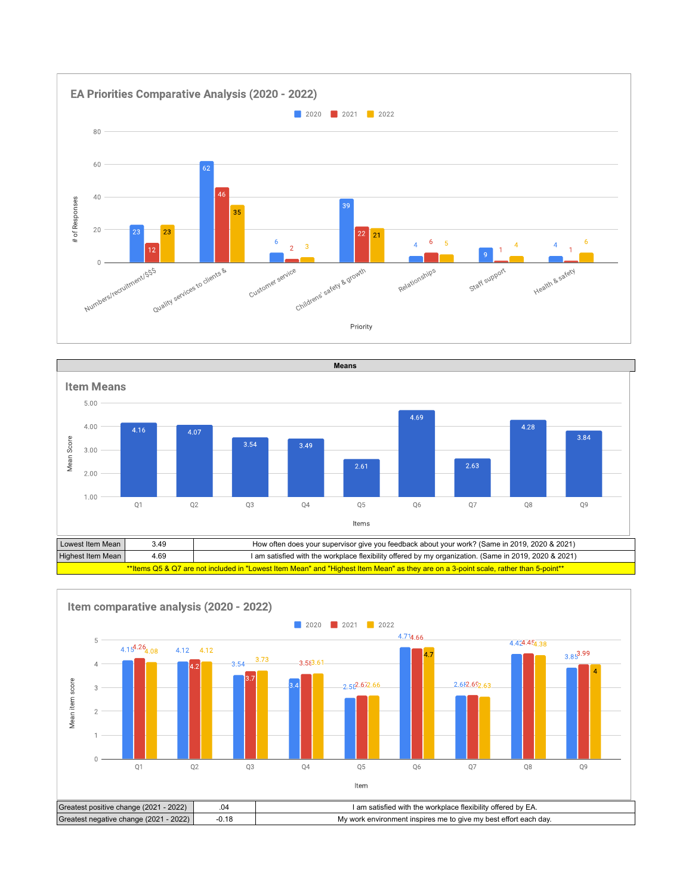EA Priorities Comparative Analysis (2020 - 2022)

2020 2021 2022

80
60
40
20
0

of Responses

23 12 23
62 46 35
6 2 3
39 22 21
4 6 5
9 1 4
4 1 6

Numbers/recruitment/$$$
Quality services to clients &
Customer service
Childrens' safety & growth
Relationships
Staff support
Health & safety

Priority

**Means**

Item Means

5.00
4.00
3.00
2.00
1.00

Mean Score

4.16 4.07 3.54 3.49 2.61 4.69 2.63 4.28 3.84

Q1 Q2 Q3 Q4 Q5 Q6 Q7 Q8 Q9

Items

| | | |
|---|---|---|
| Lowest Item Mean | 3.49 | How often does your supervisor give you feedback about your work? (Same in 2019, 2020 & 2021) |
| Highest Item Mean | 4.69 | I am satisfied with the workplace flexibility offered by my organization. (Same in 2019, 2020 & 2021) |
| **Items Q5 & Q7 are not included in "Lowest Item Mean" and "Highest Item Mean" as they are on a 3-point scale, rather than 5-point** | | |

Item comparative analysis (2020 - 2022)

2020 2021 2022

5
4
3
2
1
0

Mean item score

4.15 4.26 4.08
4.12 4.2 4.12
3.54 3.7 3.73
3.4 3.58 3.61
2.56 2.67 2.66
4.71 4.66 4.7
2.68 2.69 2.63
4.42 4.45 4.38
3.85 3.99 4

Q1 Q2 Q3 Q4 Q5 Q6 Q7 Q8 Q9

Item

| | | |
|---|---|---|
| Greatest positive change (2021 - 2022) | .04 | I am satisfied with the workplace flexibility offered by EA. |
| Greatest negative change (2021 - 2022) | -0.18 | My work environment inspires me to give my best effort each day. |